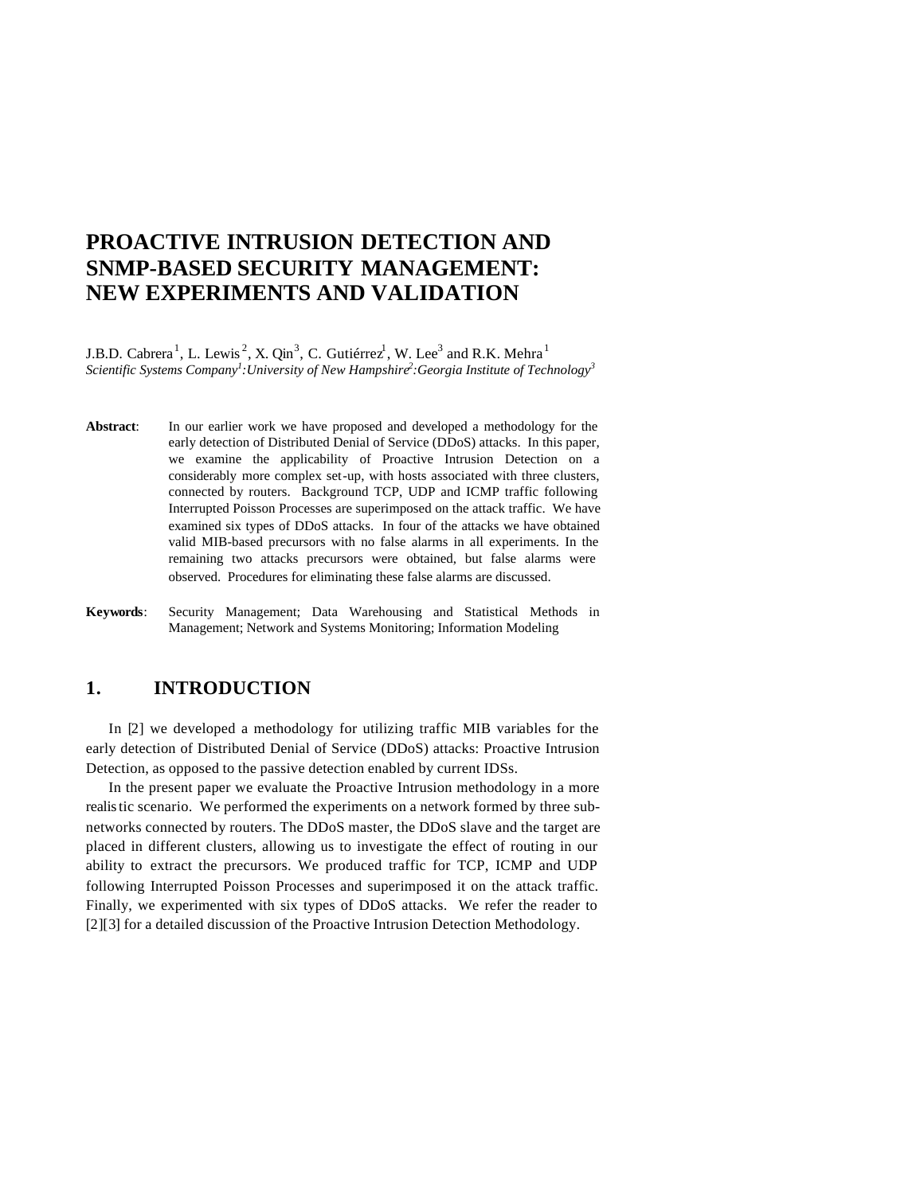# PROACTIVE INTRUSION DETECTION AND SNMP-BASED SECURITY MANAGEMENT: NEW EXPERIMENTS AND VALIDATION

J.B.D. Cabrera [1], L. Lewis [2], X. Qin [3], C. Gutiérrez [1], W. Lee [3] and R.K. Mehra [1]
*Scientific Systems Company [1]:University of New Hampshire [2]:Georgia Institute of Technology [3]*

**Abstract**: In our earlier work we have proposed and developed a methodology for the early detection of Distributed Denial of Service (DDoS) attacks. In this paper, we examine the applicability of Proactive Intrusion Detection on a considerably more complex set-up, with hosts associated with three clusters, connected by routers. Background TCP, UDP and ICMP traffic following Interrupted Poisson Processes are superimposed on the attack traffic. We have examined six types of DDoS attacks. In four of the attacks we have obtained valid MIB-based precursors with no false alarms in all experiments. In the remaining two attacks precursors were obtained, but false alarms were observed. Procedures for eliminating these false alarms are discussed.

**Keywords**: Security Management; Data Warehousing and Statistical Methods in Management; Network and Systems Monitoring; Information Modeling

## 1. INTRODUCTION

In [2] we developed a methodology for utilizing traffic MIB variables for the early detection of Distributed Denial of Service (DDoS) attacks: Proactive Intrusion Detection, as opposed to the passive detection enabled by current IDSs.

In the present paper we evaluate the Proactive Intrusion methodology in a more realistic scenario. We performed the experiments on a network formed by three sub-networks connected by routers. The DDoS master, the DDoS slave and the target are placed in different clusters, allowing us to investigate the effect of routing in our ability to extract the precursors. We produced traffic for TCP, ICMP and UDP following Interrupted Poisson Processes and superimposed it on the attack traffic. Finally, we experimented with six types of DDoS attacks. We refer the reader to [2][3] for a detailed discussion of the Proactive Intrusion Detection Methodology.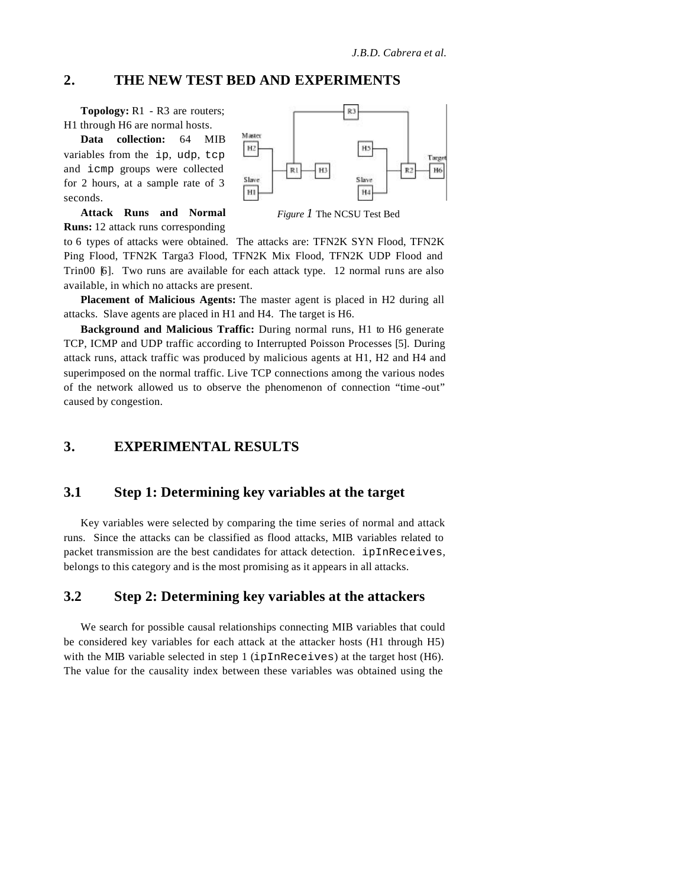## 2. THE NEW TEST BED AND EXPERIMENTS

**Topology:** R1 - R3 are routers; H1 through H6 are normal hosts.

**Data collection:** 64 MIB variables from the `ip`, `udp`, `tcp` and `icmp` groups were collected for 2 hours, at a sample rate of 3 seconds.

Master
H2
Slave
H1
R1
H3
R3
H5
Slave
H4
R2
Target
H6

*Figure 1* The NCSU Test Bed

**Attack Runs and Normal Runs:** 12 attack runs corresponding to 6 types of attacks were obtained. The attacks are: TFN2K SYN Flood, TFN2K Ping Flood, TFN2K Targa3 Flood, TFN2K Mix Flood, TFN2K UDP Flood and Trin00 [6]. Two runs are available for each attack type. 12 normal runs are also available, in which no attacks are present.

**Placement of Malicious Agents:** The master agent is placed in H2 during all attacks. Slave agents are placed in H1 and H4. The target is H6.

**Background and Malicious Traffic:** During normal runs, H1 to H6 generate TCP, ICMP and UDP traffic according to Interrupted Poisson Processes [5]. During attack runs, attack traffic was produced by malicious agents at H1, H2 and H4 and superimposed on the normal traffic. Live TCP connections among the various nodes of the network allowed us to observe the phenomenon of connection "time-out" caused by congestion.

## 3. EXPERIMENTAL RESULTS

### 3.1 Step 1: Determining key variables at the target

Key variables were selected by comparing the time series of normal and attack runs. Since the attacks can be classified as flood attacks, MIB variables related to packet transmission are the best candidates for attack detection. `ipInReceives`, belongs to this category and is the most promising as it appears in all attacks.

### 3.2 Step 2: Determining key variables at the attackers

We search for possible causal relationships connecting MIB variables that could be considered key variables for each attack at the attacker hosts (H1 through H5) with the MIB variable selected in step 1 (`ipInReceives`) at the target host (H6). The value for the causality index between these variables was obtained using the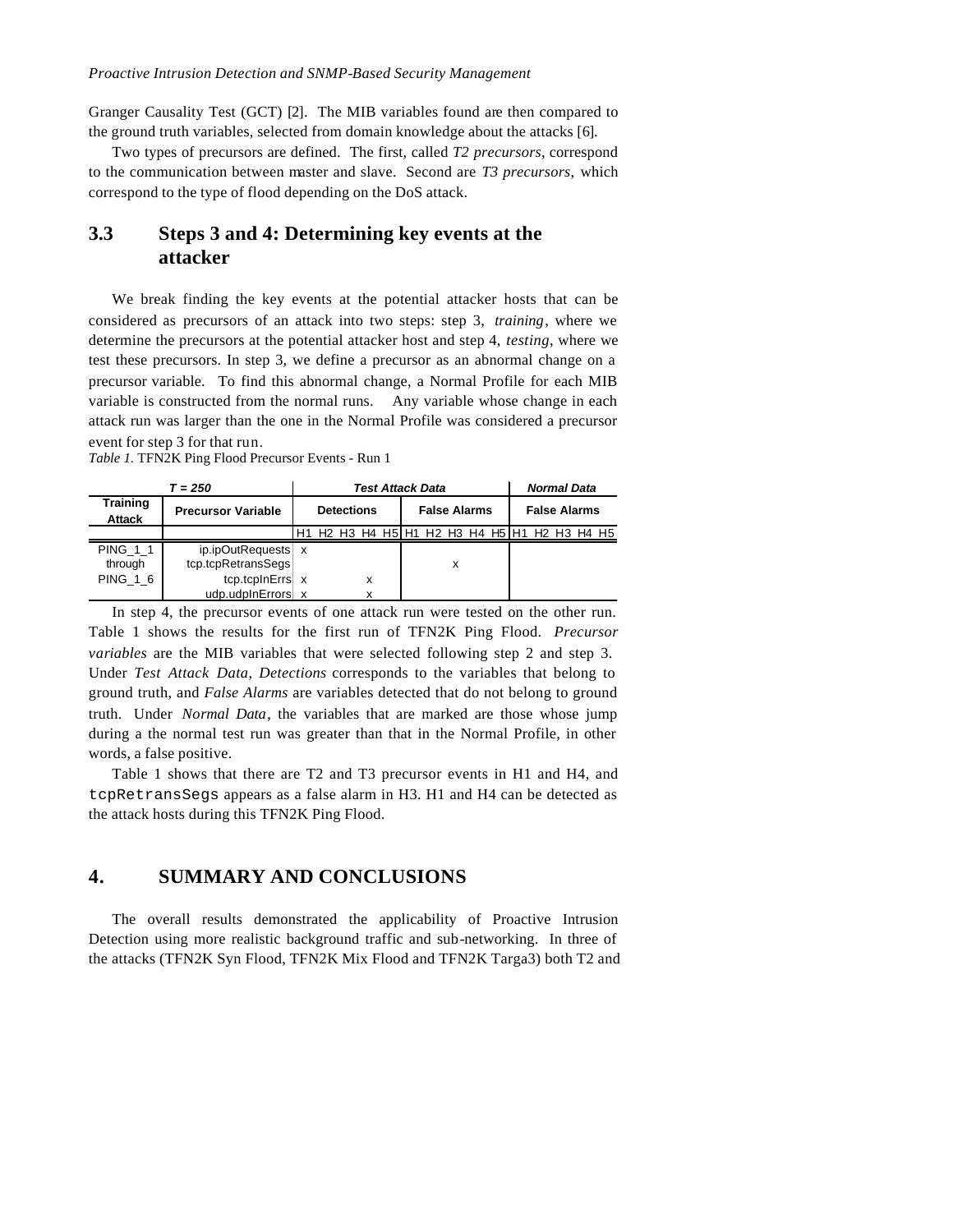Granger Causality Test (GCT) [2]. The MIB variables found are then compared to the ground truth variables, selected from domain knowledge about the attacks [6].

Two types of precursors are defined. The first, called *T2 precursors*, correspond to the communication between master and slave. Second are *T3 precursors*, which correspond to the type of flood depending on the DoS attack.

## 3.3 Steps 3 and 4: Determining key events at the attacker

We break finding the key events at the potential attacker hosts that can be considered as precursors of an attack into two steps: step 3, *training*, where we determine the precursors at the potential attacker host and step 4, *testing*, where we test these precursors. In step 3, we define a precursor as an abnormal change on a precursor variable. To find this abnormal change, a Normal Profile for each MIB variable is constructed from the normal runs. Any variable whose change in each attack run was larger than the one in the Normal Profile was considered a precursor event for step 3 for that run.

*Table 1.* TFN2K Ping Flood Precursor Events - Run 1

| *T = 250* | | *Test Attack Data* | | | | | | | | | | *Normal Data* | | | | |
|---|---|---|---|---|---|---|---|---|---|---|---|---|---|---|---|---|
| **Training Attack** | **Precursor Variable** | **Detections** | | | | | **False Alarms** | | | | | **False Alarms** | | | | |
| | | H1 | H2 | H3 | H4 | H5 | H1 | H2 | H3 | H4 | H5 | H1 | H2 | H3 | H4 | H5 |
| PING_1_1 | ip.ipOutRequests | x | | | | | | | | | | | | | | |
| through | tcp.tcpRetransSegs | | | | | | | | x | | | | | | | |
| PING_1_6 | tcp.tcpInErrs | x | | | x | | | | | | | | | | | |
| | udp.udpInErrors | x | | | x | | | | | | | | | | | |

In step 4, the precursor events of one attack run were tested on the other run. Table 1 shows the results for the first run of TFN2K Ping Flood. *Precursor variables* are the MIB variables that were selected following step 2 and step 3. Under *Test Attack Data*, *Detections* corresponds to the variables that belong to ground truth, and *False Alarms* are variables detected that do not belong to ground truth. Under *Normal Data*, the variables that are marked are those whose jump during a the normal test run was greater than that in the Normal Profile, in other words, a false positive.

Table 1 shows that there are T2 and T3 precursor events in H1 and H4, and `tcpRetransSegs` appears as a false alarm in H3. H1 and H4 can be detected as the attack hosts during this TFN2K Ping Flood.

# 4. SUMMARY AND CONCLUSIONS

The overall results demonstrated the applicability of Proactive Intrusion Detection using more realistic background traffic and sub-networking. In three of the attacks (TFN2K Syn Flood, TFN2K Mix Flood and TFN2K Targa3) both T2 and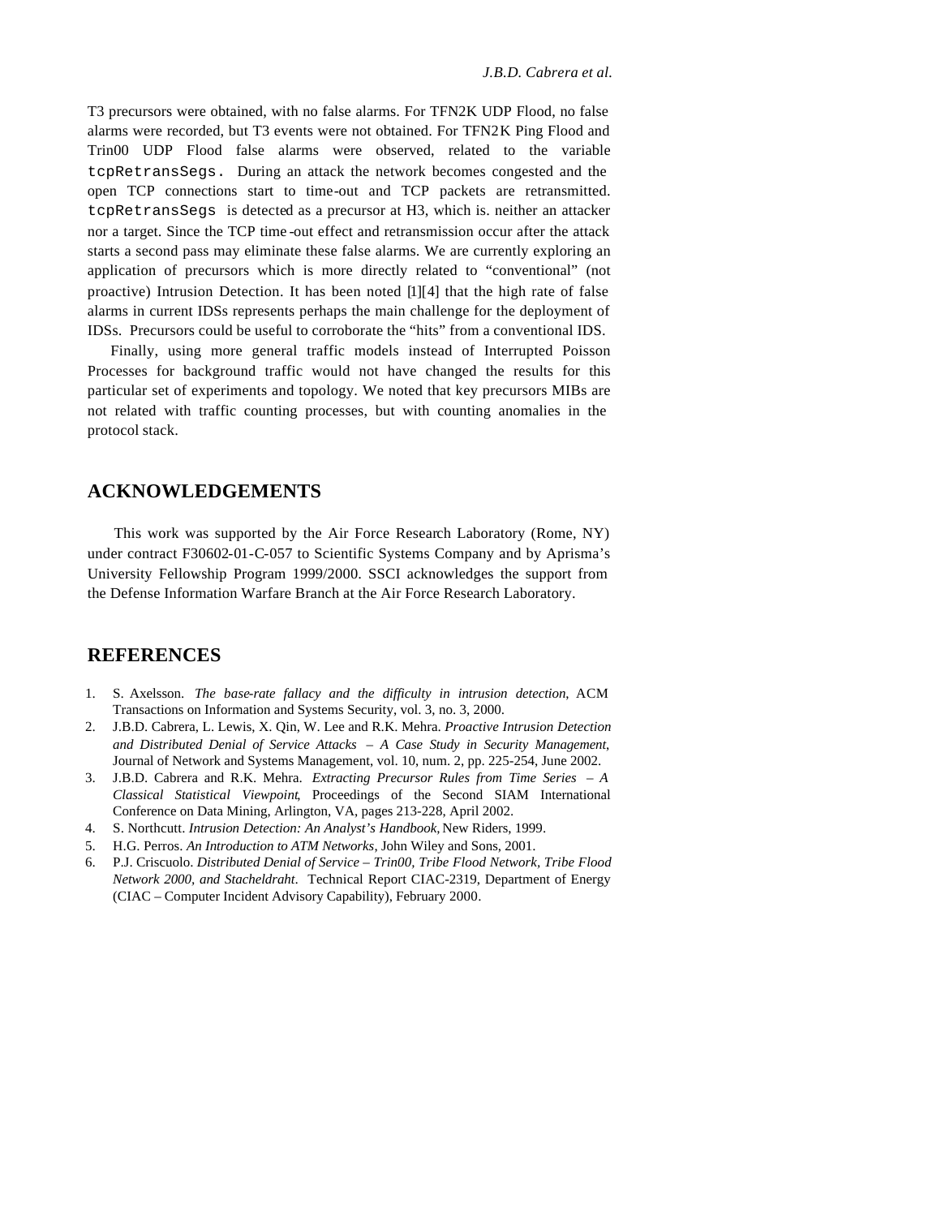T3 precursors were obtained, with no false alarms. For TFN2K UDP Flood, no false alarms were recorded, but T3 events were not obtained. For TFN2K Ping Flood and Trin00 UDP Flood false alarms were observed, related to the variable `tcpRetransSegs`. During an attack the network becomes congested and the open TCP connections start to time-out and TCP packets are retransmitted. `tcpRetransSegs` is detected as a precursor at H3, which is. neither an attacker nor a target. Since the TCP time-out effect and retransmission occur after the attack starts a second pass may eliminate these false alarms. We are currently exploring an application of precursors which is more directly related to "conventional" (not proactive) Intrusion Detection. It has been noted [1][4] that the high rate of false alarms in current IDSs represents perhaps the main challenge for the deployment of IDSs. Precursors could be useful to corroborate the "hits" from a conventional IDS.

Finally, using more general traffic models instead of Interrupted Poisson Processes for background traffic would not have changed the results for this particular set of experiments and topology. We noted that key precursors MIBs are not related with traffic counting processes, but with counting anomalies in the protocol stack.

## ACKNOWLEDGEMENTS

This work was supported by the Air Force Research Laboratory (Rome, NY) under contract F30602-01-C-057 to Scientific Systems Company and by Aprisma's University Fellowship Program 1999/2000. SSCI acknowledges the support from the Defense Information Warfare Branch at the Air Force Research Laboratory.

## REFERENCES

1. S. Axelsson. *The base-rate fallacy and the difficulty in intrusion detection*, ACM Transactions on Information and Systems Security, vol. 3, no. 3, 2000.
2. J.B.D. Cabrera, L. Lewis, X. Qin, W. Lee and R.K. Mehra. *Proactive Intrusion Detection and Distributed Denial of Service Attacks – A Case Study in Security Management*, Journal of Network and Systems Management, vol. 10, num. 2, pp. 225-254, June 2002.
3. J.B.D. Cabrera and R.K. Mehra. *Extracting Precursor Rules from Time Series – A Classical Statistical Viewpoint*, Proceedings of the Second SIAM International Conference on Data Mining, Arlington, VA, pages 213-228, April 2002.
4. S. Northcutt. *Intrusion Detection: An Analyst's Handbook*, New Riders, 1999.
5. H.G. Perros. *An Introduction to ATM Networks*, John Wiley and Sons, 2001.
6. P.J. Criscuolo. *Distributed Denial of Service – Trin00, Tribe Flood Network, Tribe Flood Network 2000, and Stacheldraht*. Technical Report CIAC-2319, Department of Energy (CIAC – Computer Incident Advisory Capability), February 2000.